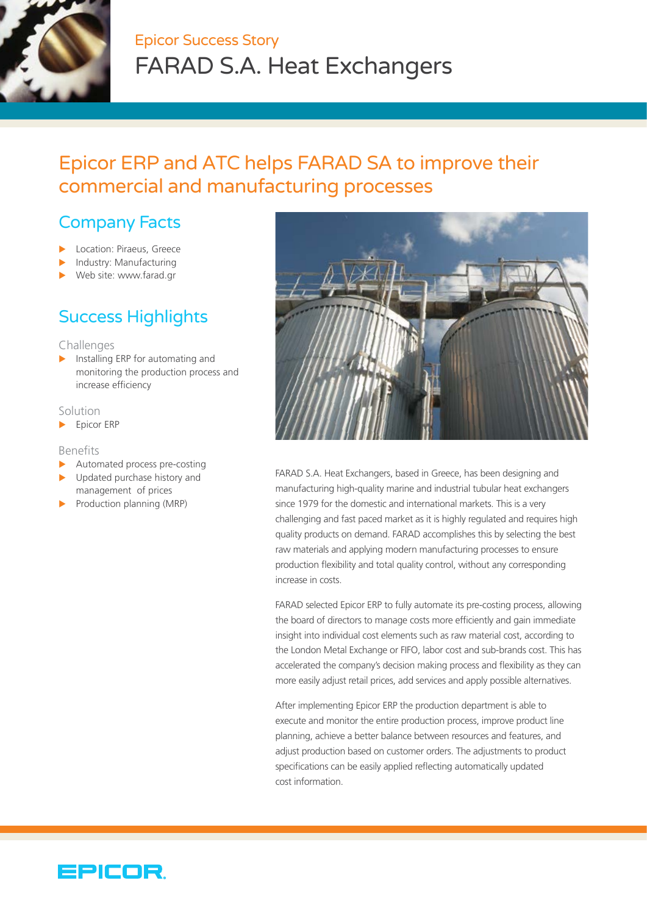Epicor Success Story

# FARAD S.A. Heat Exchangers

## Epicor ERP and ATC helps FARAD SA to improve their commercial and manufacturing processes

### Company Facts

- Location: Piraeus, Greece
- Industry: Manufacturing
- Web site: www.farad.gr

### Success Highlights

#### Challenges

- Installing ERP for automating and monitoring the production process and increase efficiency

#### Solution

- Epicor ERP

#### Benefits

- Automated process pre-costing
- Updated purchase history and management of prices
- Production planning (MRP)

FARAD S.A. Heat Exchangers, based in Greece, has been designing and manufacturing high-quality marine and industrial tubular heat exchangers since 1979 for the domestic and international markets. This is a very challenging and fast paced market as it is highly regulated and requires high quality products on demand. FARAD accomplishes this by selecting the best raw materials and applying modern manufacturing processes to ensure production flexibility and total quality control, without any corresponding increase in costs.

FARAD selected Epicor ERP to fully automate its pre-costing process, allowing the board of directors to manage costs more efficiently and gain immediate insight into individual cost elements such as raw material cost, according to the London Metal Exchange or FIFO, labor cost and sub-brands cost. This has accelerated the company's decision making process and flexibility as they can more easily adjust retail prices, add services and apply possible alternatives.

After implementing Epicor ERP the production department is able to execute and monitor the entire production process, improve product line planning, achieve a better balance between resources and features, and adjust production based on customer orders. The adjustments to product specifications can be easily applied reflecting automatically updated cost information.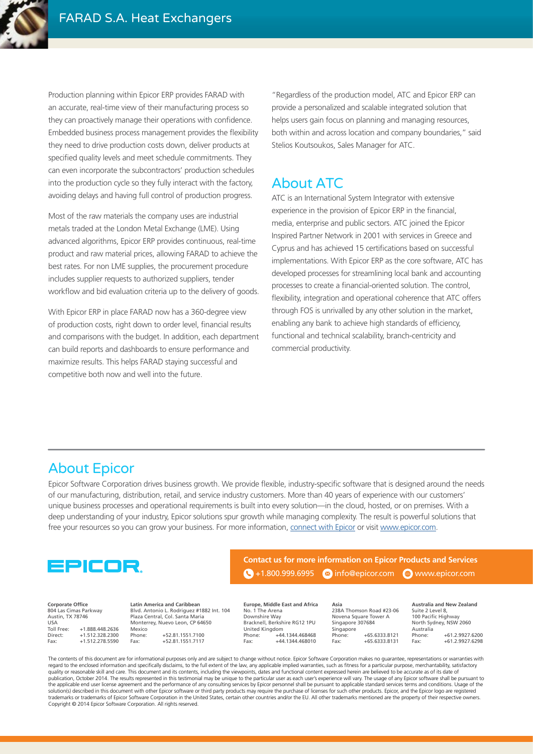Production planning within Epicor ERP provides FARAD with an accurate, real-time view of their manufacturing process so they can proactively manage their operations with confidence. Embedded business process management provides the flexibility they need to drive production costs down, deliver products at specified quality levels and meet schedule commitments. They can even incorporate the subcontractors' production schedules into the production cycle so they fully interact with the factory, avoiding delays and having full control of production progress.

Most of the raw materials the company uses are industrial metals traded at the London Metal Exchange (LME). Using advanced algorithms, Epicor ERP provides continuous, real-time product and raw material prices, allowing FARAD to achieve the best rates. For non LME supplies, the procurement procedure includes supplier requests to authorized suppliers, tender workflow and bid evaluation criteria up to the delivery of goods.

With Epicor ERP in place FARAD now has a 360-degree view of production costs, right down to order level, financial results and comparisons with the budget. In addition, each department can build reports and dashboards to ensure performance and maximize results. This helps FARAD staying successful and competitive both now and well into the future.

"Regardless of the production model, ATC and Epicor ERP can provide a personalized and scalable integrated solution that helps users gain focus on planning and managing resources, both within and across location and company boundaries," said Stelios Koutsoukos, Sales Manager for ATC.

## About ATC

ATC is an International System Integrator with extensive experience in the provision of Epicor ERP in the financial, media, enterprise and public sectors. ATC joined the Epicor Inspired Partner Network in 2001 with services in Greece and Cyprus and has achieved 15 certifications based on successful implementations. With Epicor ERP as the core software, ATC has developed processes for streamlining local bank and accounting processes to create a financial-oriented solution. The control, flexibility, integration and operational coherence that ATC offers through FOS is unrivalled by any other solution in the market, enabling any bank to achieve high standards of efficiency, functional and technical scalability, branch-centricity and commercial productivity.

## About Epicor

Epicor Software Corporation drives business growth. We provide flexible, industry-specific software that is designed around the needs of our manufacturing, distribution, retail, and service industry customers. More than 40 years of experience with our customers' unique business processes and operational requirements is built into every solution—in the cloud, hosted, or on premises. With a deep understanding of your industry, Epicor solutions spur growth while managing complexity. The result is powerful solutions that free your resources so you can grow your business. For more information, connect with Epicor or visit www.epicor.com.

EPICOR.

**Contact us for more information on Epicor Products and Services**

+1.800.999.6995 info@epicor.com www.epicor.com

**Corporate Office**
804 Las Cimas Parkway
Austin, TX 78746
USA
Toll Free: +1.888.448.2636
Direct: +1.512.328.2300
Fax: +1.512.278.5590

**Latin America and Caribbean**
Blvd. Antonio L. Rodriguez #1882 Int. 104
Plaza Central, Col. Santa Maria
Monterrey, Nuevo Leon, CP 64650
Mexico
Phone: +52.81.1551.7100
Fax: +52.81.1551.7117

**Europe, Middle East and Africa**
No. 1 The Arena
Downshire Way
Bracknell, Berkshire RG12 1PU
United Kingdom
Phone: +44.1344.468468
Fax: +44.1344.468010

**Asia**
238A Thomson Road #23-06
Novena Square Tower A
Singapore 307684
Singapore
Phone: +65.6333.8121
Fax: +65.6333.8131

**Australia and New Zealand**
Suite 2 Level 8,
100 Pacific Highway
North Sydney, NSW 2060
Australia
Phone: +61.2.9927.6200
Fax: +61.2.9927.6298

The contents of this document are for informational purposes only and are subject to change without notice. Epicor Software Corporation makes no guarantee, representations or warranties with regard to the enclosed information and specifically disclaims, to the full extent of the law, any applicable implied warranties, such as fitness for a particular purpose, merchantability, satisfactory quality or reasonable skill and care. This document and its contents, including the viewpoints, dates and functional content expressed herein are believed to be accurate as of its date of publication, October 2014. The results represented in this testimonial may be unique to the particular user as each user's experience will vary. The usage of any Epicor software shall be pursuant to the applicable end user license agreement and the performance of any consulting services by Epicor personnel shall be pursuant to applicable standard services terms and conditions. Usage of the solution(s) described in this document with other Epicor software or third party products may require the purchase of licenses for such other products. Epicor, and the Epicor logo are registered trademarks or trademarks of Epicor Software Corporation in the United States, certain other countries and/or the EU. All other trademarks mentioned are the property of their respective owners. Copyright © 2014 Epicor Software Corporation. All rights reserved.